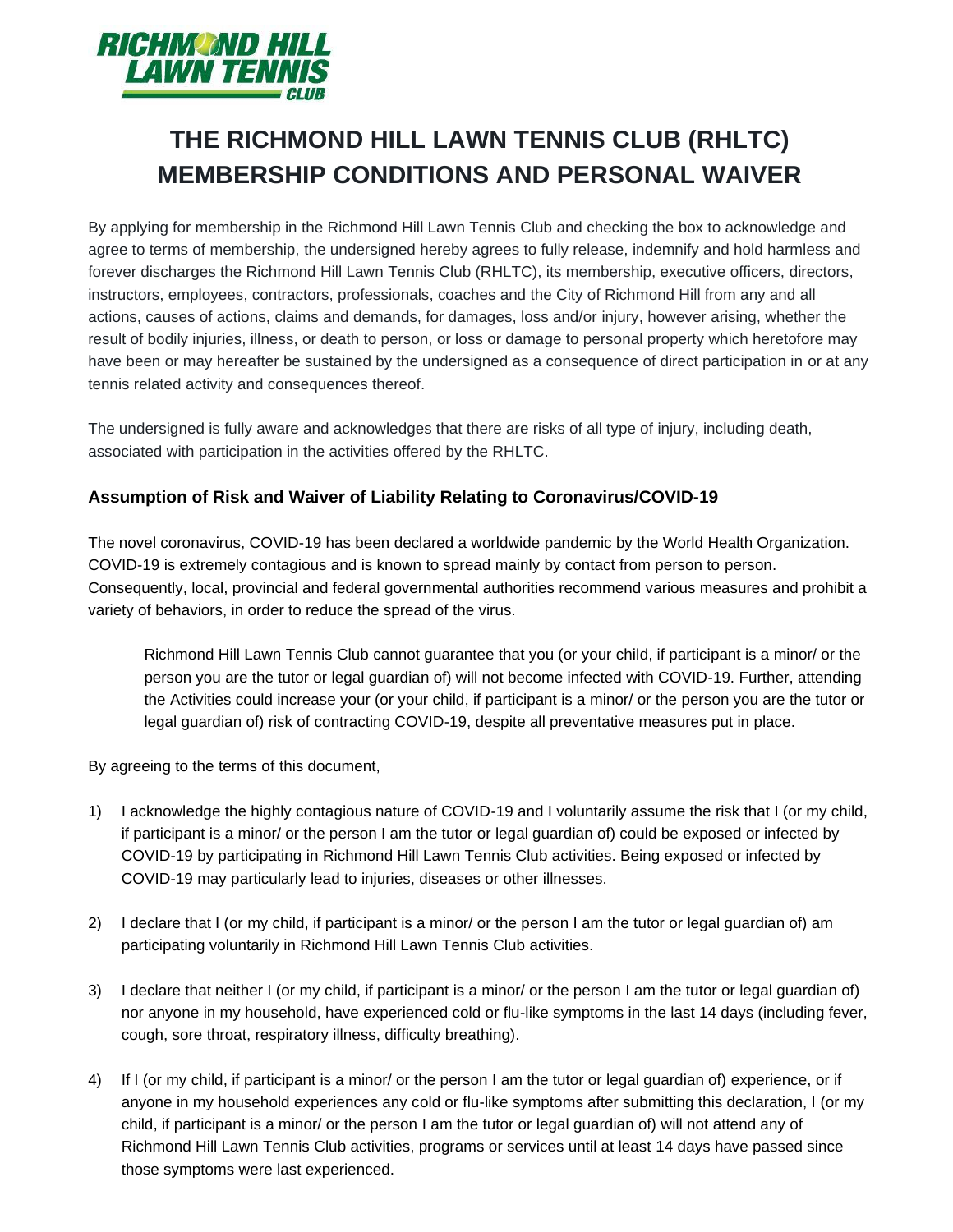# THE RICHMOND HILL LAWN TENNIS CLUB (RHLTC) MEMBERSHIP CONDITIONS AND PERSONAL WAIVER

By applying for membership in the Richmond Hill Lawn Tennis Club and checking the box to acknowledge and agree to terms of membership, the undersigned hereby agrees to fully release, indemnify and hold harmless and forever discharges the Richmond Hill Lawn Tennis Club (RHLTC), its membership, executive officers, directors, instructors, employees, contractors, professionals, coaches and the City of Richmond Hill from any and all actions, causes of actions, claims and demands, for damages, loss and/or injury, however arising, whether the result of bodily injuries, illness, or death to person, or loss or damage to personal property which heretofore may have been or may hereafter be sustained by the undersigned as a consequence of direct participation in or at any tennis related activity and consequences thereof.

The undersigned is fully aware and acknowledges that there are risks of all type of injury, including death, associated with participation in the activities offered by the RHLTC.

### Assumption of Risk and Waiver of Liability Relating to Coronavirus/COVID-19

The novel coronavirus, COVID-19 has been declared a worldwide pandemic by the World Health Organization. COVID-19 is extremely contagious and is known to spread mainly by contact from person to person. Consequently, local, provincial and federal governmental authorities recommend various measures and prohibit a variety of behaviors, in order to reduce the spread of the virus.

> Richmond Hill Lawn Tennis Club cannot guarantee that you (or your child, if participant is a minor/ or the person you are the tutor or legal guardian of) will not become infected with COVID-19. Further, attending the Activities could increase your (or your child, if participant is a minor/ or the person you are the tutor or legal guardian of) risk of contracting COVID-19, despite all preventative measures put in place.

By agreeing to the terms of this document,

1) I acknowledge the highly contagious nature of COVID-19 and I voluntarily assume the risk that I (or my child, if participant is a minor/ or the person I am the tutor or legal guardian of) could be exposed or infected by COVID-19 by participating in Richmond Hill Lawn Tennis Club activities. Being exposed or infected by COVID-19 may particularly lead to injuries, diseases or other illnesses.

2) I declare that I (or my child, if participant is a minor/ or the person I am the tutor or legal guardian of) am participating voluntarily in Richmond Hill Lawn Tennis Club activities.

3) I declare that neither I (or my child, if participant is a minor/ or the person I am the tutor or legal guardian of) nor anyone in my household, have experienced cold or flu-like symptoms in the last 14 days (including fever, cough, sore throat, respiratory illness, difficulty breathing).

4) If I (or my child, if participant is a minor/ or the person I am the tutor or legal guardian of) experience, or if anyone in my household experiences any cold or flu-like symptoms after submitting this declaration, I (or my child, if participant is a minor/ or the person I am the tutor or legal guardian of) will not attend any of Richmond Hill Lawn Tennis Club activities, programs or services until at least 14 days have passed since those symptoms were last experienced.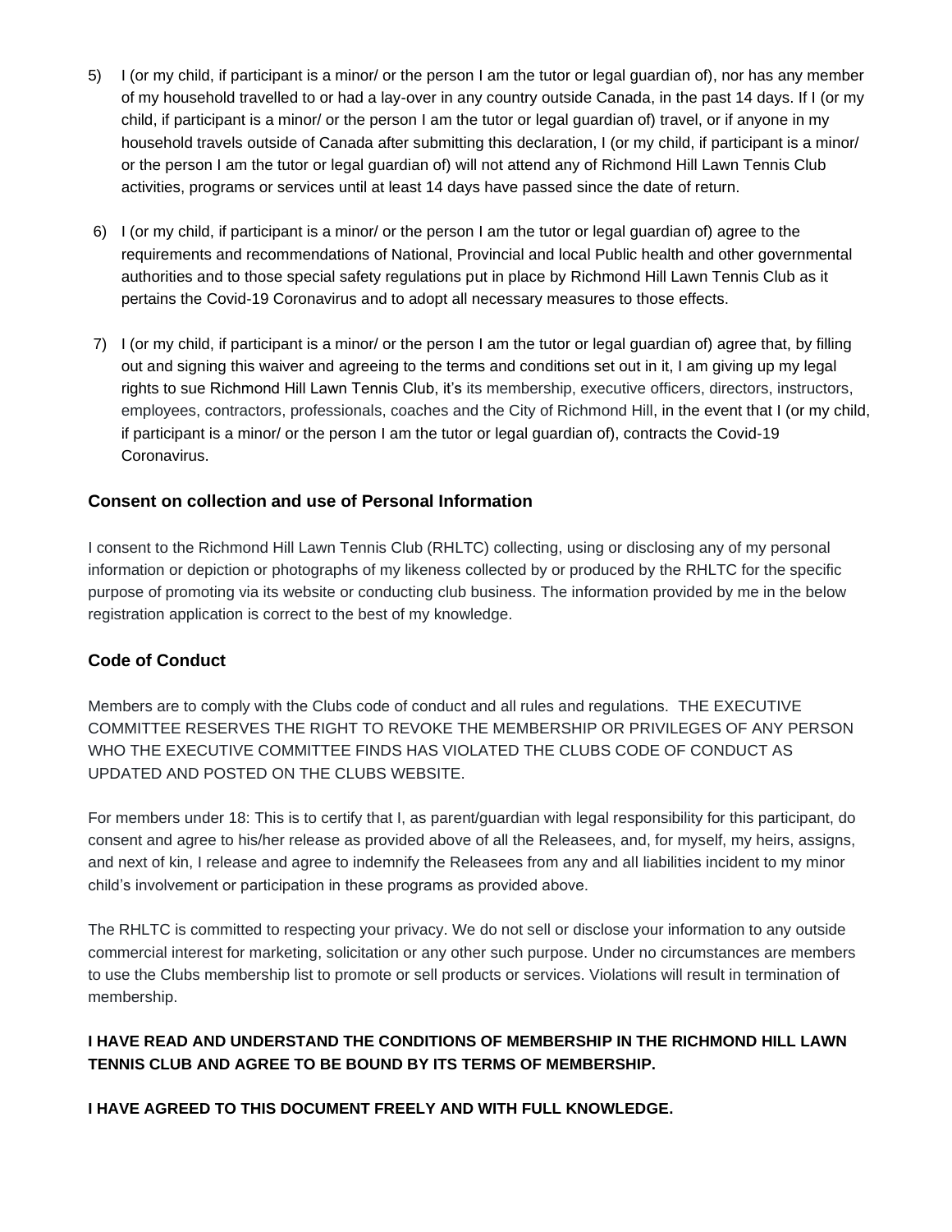5) I (or my child, if participant is a minor/ or the person I am the tutor or legal guardian of), nor has any member of my household travelled to or had a lay-over in any country outside Canada, in the past 14 days. If I (or my child, if participant is a minor/ or the person I am the tutor or legal guardian of) travel, or if anyone in my household travels outside of Canada after submitting this declaration, I (or my child, if participant is a minor/ or the person I am the tutor or legal guardian of) will not attend any of Richmond Hill Lawn Tennis Club activities, programs or services until at least 14 days have passed since the date of return.

6) I (or my child, if participant is a minor/ or the person I am the tutor or legal guardian of) agree to the requirements and recommendations of National, Provincial and local Public health and other governmental authorities and to those special safety regulations put in place by Richmond Hill Lawn Tennis Club as it pertains the Covid-19 Coronavirus and to adopt all necessary measures to those effects.

7) I (or my child, if participant is a minor/ or the person I am the tutor or legal guardian of) agree that, by filling out and signing this waiver and agreeing to the terms and conditions set out in it, I am giving up my legal rights to sue Richmond Hill Lawn Tennis Club, it's its membership, executive officers, directors, instructors, employees, contractors, professionals, coaches and the City of Richmond Hill, in the event that I (or my child, if participant is a minor/ or the person I am the tutor or legal guardian of), contracts the Covid-19 Coronavirus.

### Consent on collection and use of Personal Information

I consent to the Richmond Hill Lawn Tennis Club (RHLTC) collecting, using or disclosing any of my personal information or depiction or photographs of my likeness collected by or produced by the RHLTC for the specific purpose of promoting via its website or conducting club business. The information provided by me in the below registration application is correct to the best of my knowledge.

### Code of Conduct

Members are to comply with the Clubs code of conduct and all rules and regulations. THE EXECUTIVE COMMITTEE RESERVES THE RIGHT TO REVOKE THE MEMBERSHIP OR PRIVILEGES OF ANY PERSON WHO THE EXECUTIVE COMMITTEE FINDS HAS VIOLATED THE CLUBS CODE OF CONDUCT AS UPDATED AND POSTED ON THE CLUBS WEBSITE.

For members under 18: This is to certify that I, as parent/guardian with legal responsibility for this participant, do consent and agree to his/her release as provided above of all the Releasees, and, for myself, my heirs, assigns, and next of kin, I release and agree to indemnify the Releasees from any and all liabilities incident to my minor child's involvement or participation in these programs as provided above.

The RHLTC is committed to respecting your privacy. We do not sell or disclose your information to any outside commercial interest for marketing, solicitation or any other such purpose. Under no circumstances are members to use the Clubs membership list to promote or sell products or services. Violations will result in termination of membership.

**I HAVE READ AND UNDERSTAND THE CONDITIONS OF MEMBERSHIP IN THE RICHMOND HILL LAWN TENNIS CLUB AND AGREE TO BE BOUND BY ITS TERMS OF MEMBERSHIP.**

**I HAVE AGREED TO THIS DOCUMENT FREELY AND WITH FULL KNOWLEDGE.**